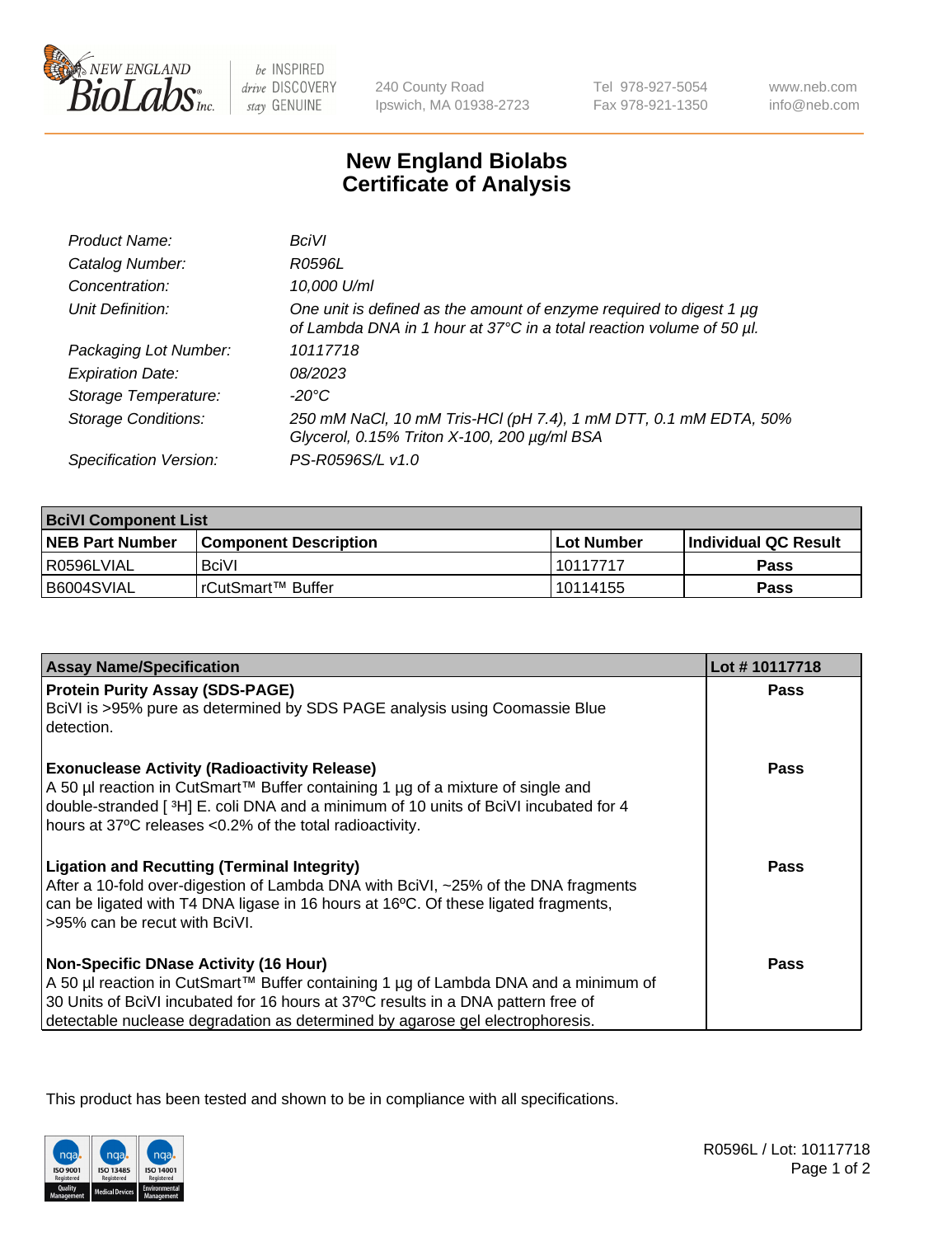# New England Biolabs Certificate of Analysis

| | |
|---|---|
| *Product Name:* | *BciVI* |
| *Catalog Number:* | *R0596L* |
| *Concentration:* | *10,000 U/ml* |
| *Unit Definition:* | *One unit is defined as the amount of enzyme required to digest 1 µg of Lambda DNA in 1 hour at 37°C in a total reaction volume of 50 µl.* |
| *Packaging Lot Number:* | *10117718* |
| *Expiration Date:* | *08/2023* |
| *Storage Temperature:* | *-20°C* |
| *Storage Conditions:* | *250 mM NaCl, 10 mM Tris-HCl (pH 7.4), 1 mM DTT, 0.1 mM EDTA, 50% Glycerol, 0.15% Triton X-100, 200 µg/ml BSA* |
| *Specification Version:* | *PS-R0596S/L v1.0* |

| **BciVI Component List** | | | |
|---|---|---|---|
| **NEB Part Number** | **Component Description** | **Lot Number** | **Individual QC Result** |
| R0596LVIAL | BciVI | 10117717 | **Pass** |
| B6004SVIAL | rCutSmart™ Buffer | 10114155 | **Pass** |

| **Assay Name/Specification** | **Lot # 10117718** |
|---|---|
| **Protein Purity Assay (SDS-PAGE)** BciVI is >95% pure as determined by SDS PAGE analysis using Coomassie Blue detection. | **Pass** |
| **Exonuclease Activity (Radioactivity Release)** A 50 µl reaction in CutSmart™ Buffer containing 1 µg of a mixture of single and double-stranded [ $^3$H] E. coli DNA and a minimum of 10 units of BciVI incubated for 4 hours at 37ºC releases <0.2% of the total radioactivity. | **Pass** |
| **Ligation and Recutting (Terminal Integrity)** After a 10-fold over-digestion of Lambda DNA with BciVI, ~25% of the DNA fragments can be ligated with T4 DNA ligase in 16 hours at 16ºC. Of these ligated fragments, >95% can be recut with BciVI. | **Pass** |
| **Non-Specific DNase Activity (16 Hour)** A 50 µl reaction in CutSmart™ Buffer containing 1 µg of Lambda DNA and a minimum of 30 Units of BciVI incubated for 16 hours at 37ºC results in a DNA pattern free of detectable nuclease degradation as determined by agarose gel electrophoresis. | **Pass** |

This product has been tested and shown to be in compliance with all specifications.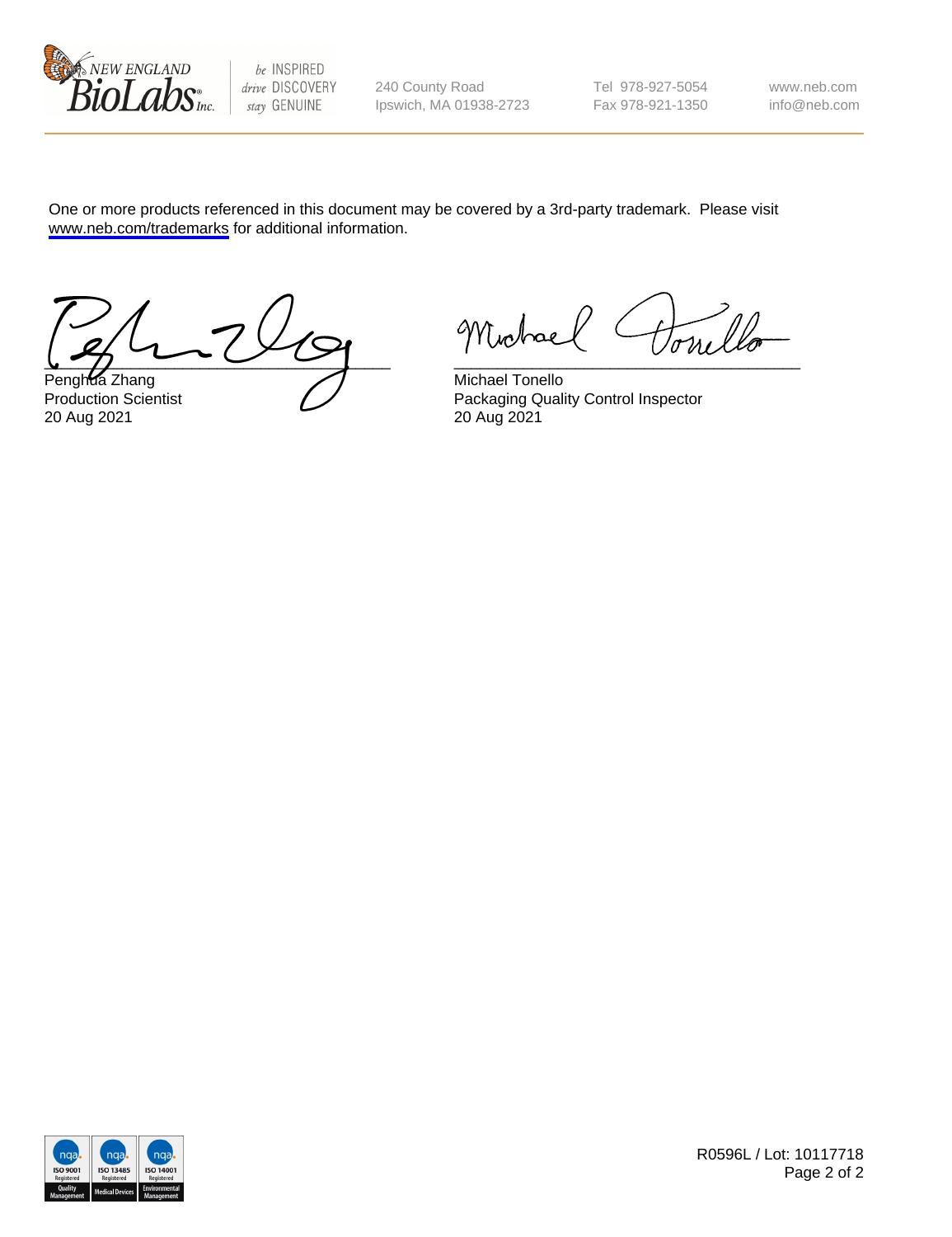One or more products referenced in this document may be covered by a 3rd-party trademark. Please visit www.neb.com/trademarks for additional information.

Penghua Zhang
Production Scientist
20 Aug 2021

Michael Tonello
Packaging Quality Control Inspector
20 Aug 2021

R0596L / Lot: 10117718